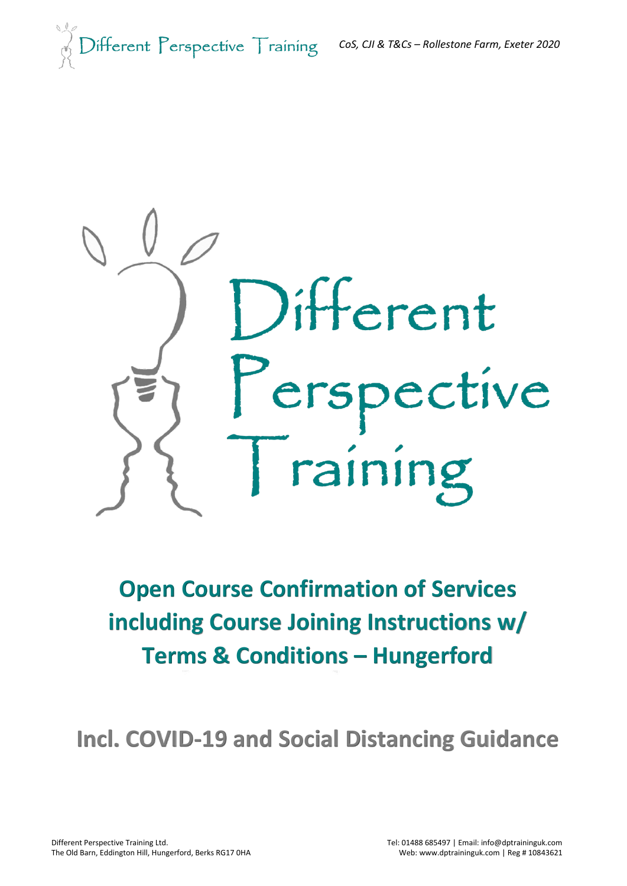# Different Perspective Training

## Open Course Confirmation of Services including Course Joining Instructions w/ Terms & Conditions – Hungerford

## Incl. COVID-19 and Social Distancing Guidance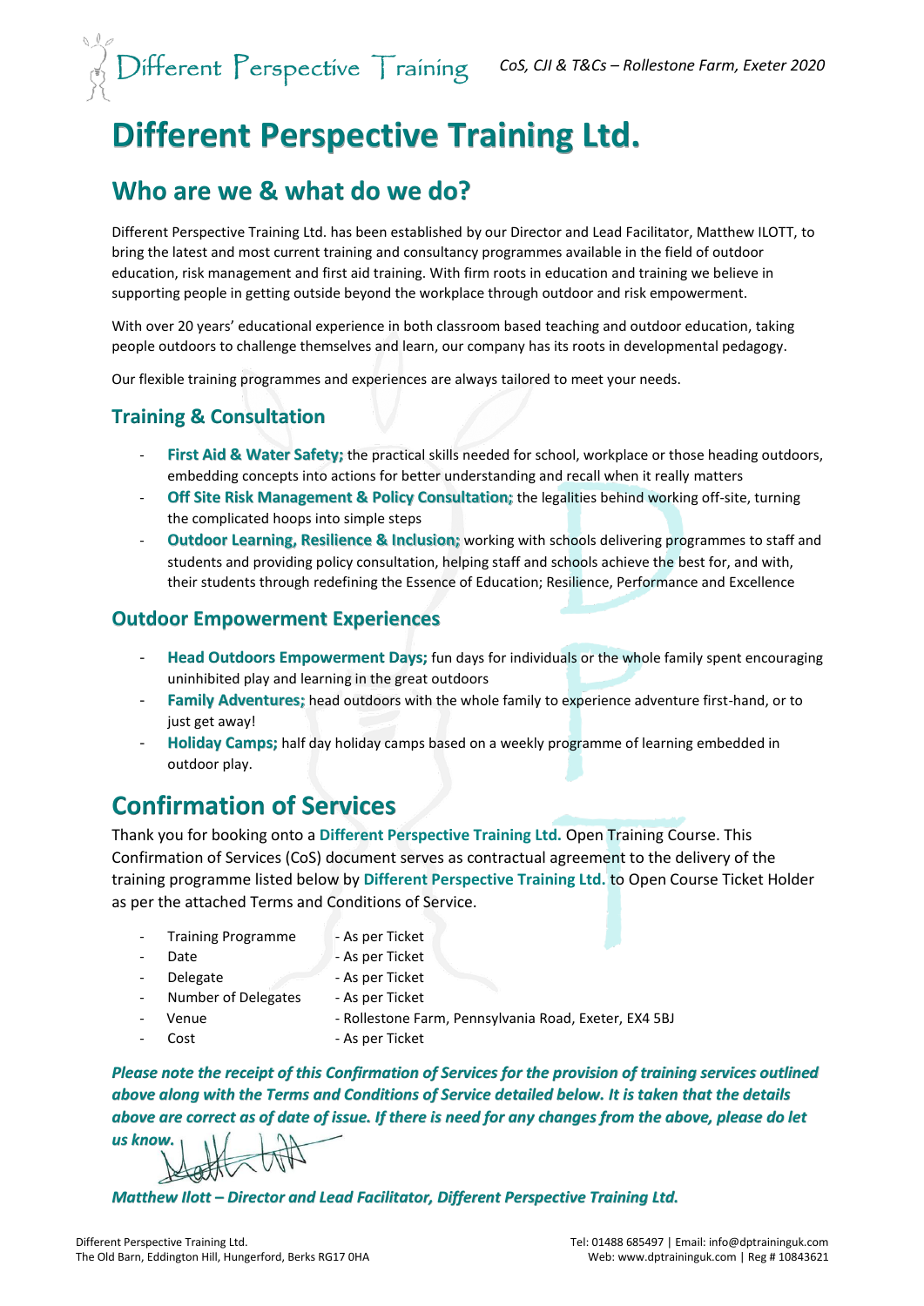# Different Perspective Training Ltd.

## Who are we & what do we do?

Different Perspective Training Ltd. has been established by our Director and Lead Facilitator, Matthew ILOTT, to bring the latest and most current training and consultancy programmes available in the field of outdoor education, risk management and first aid training. With firm roots in education and training we believe in supporting people in getting outside beyond the workplace through outdoor and risk empowerment.

With over 20 years' educational experience in both classroom based teaching and outdoor education, taking people outdoors to challenge themselves and learn, our company has its roots in developmental pedagogy.

Our flexible training programmes and experiences are always tailored to meet your needs.

### Training & Consultation

- **First Aid & Water Safety;** the practical skills needed for school, workplace or those heading outdoors, embedding concepts into actions for better understanding and recall when it really matters
- **Off Site Risk Management & Policy Consultation;** the legalities behind working off-site, turning the complicated hoops into simple steps
- **Outdoor Learning, Resilience & Inclusion;** working with schools delivering programmes to staff and students and providing policy consultation, helping staff and schools achieve the best for, and with, their students through redefining the Essence of Education; Resilience, Performance and Excellence

### Outdoor Empowerment Experiences

- **Head Outdoors Empowerment Days;** fun days for individuals or the whole family spent encouraging uninhibited play and learning in the great outdoors
- **Family Adventures;** head outdoors with the whole family to experience adventure first-hand, or to just get away!
- **Holiday Camps;** half day holiday camps based on a weekly programme of learning embedded in outdoor play.

## Confirmation of Services

Thank you for booking onto a **Different Perspective Training Ltd.** Open Training Course. This Confirmation of Services (CoS) document serves as contractual agreement to the delivery of the training programme listed below by **Different Perspective Training Ltd.** to Open Course Ticket Holder as per the attached Terms and Conditions of Service.

- Training Programme - As per Ticket
- Date - As per Ticket
- Delegate - As per Ticket
- Number of Delegates - As per Ticket
- Venue - Rollestone Farm, Pennsylvania Road, Exeter, EX4 5BJ
- Cost - As per Ticket

***Please note the receipt of this Confirmation of Services for the provision of training services outlined above along with the Terms and Conditions of Service detailed below. It is taken that the details above are correct as of date of issue. If there is need for any changes from the above, please do let us know.***

***Matthew Ilott – Director and Lead Facilitator, Different Perspective Training Ltd.***

Different Perspective Training Ltd.
The Old Barn, Eddington Hill, Hungerford, Berks RG17 0HA

Tel: 01488 685497 | Email: info@dptraininguk.com
Web: www.dptraininguk.com | Reg # 10843621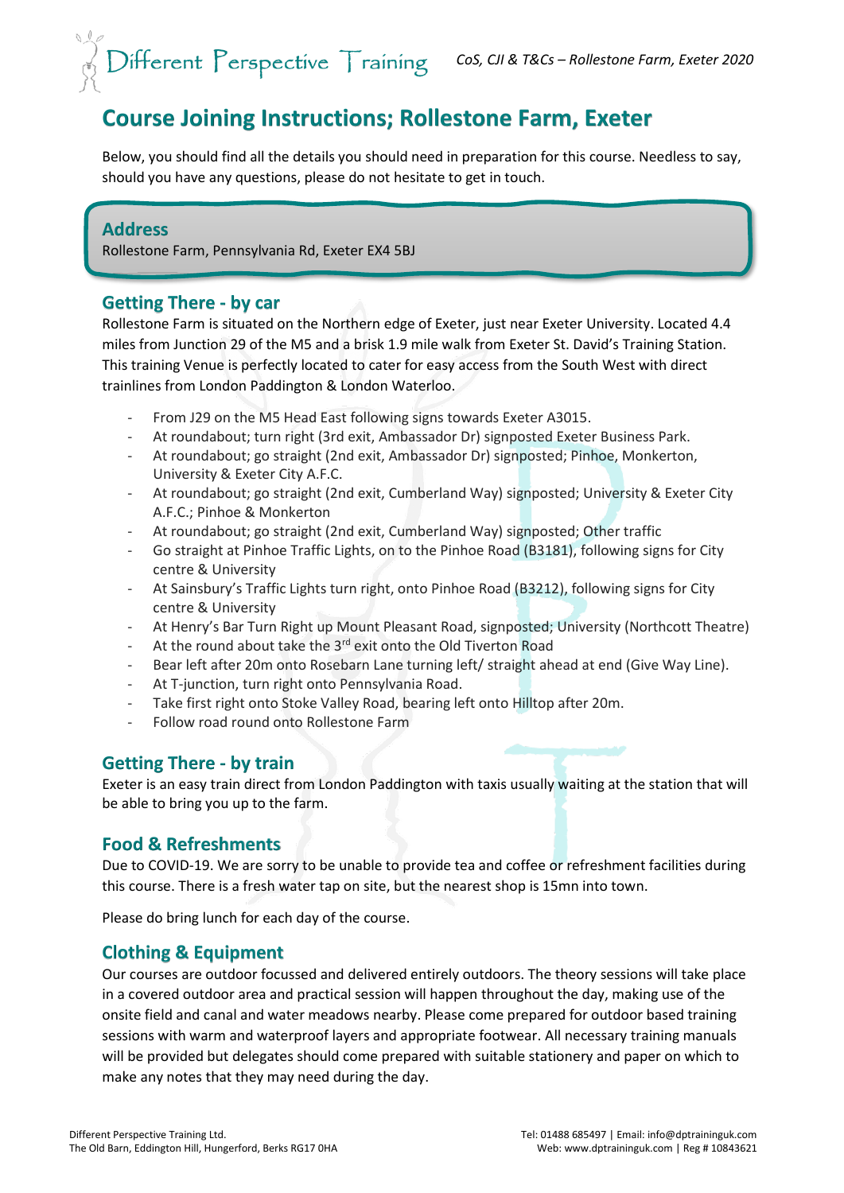# Course Joining Instructions; Rollestone Farm, Exeter

Below, you should find all the details you should need in preparation for this course. Needless to say, should you have any questions, please do not hesitate to get in touch.

## Address

Rollestone Farm, Pennsylvania Rd, Exeter EX4 5BJ

## Getting There - by car

Rollestone Farm is situated on the Northern edge of Exeter, just near Exeter University. Located 4.4 miles from Junction 29 of the M5 and a brisk 1.9 mile walk from Exeter St. David's Training Station. This training Venue is perfectly located to cater for easy access from the South West with direct trainlines from London Paddington & London Waterloo.

- From J29 on the M5 Head East following signs towards Exeter A3015.
- At roundabout; turn right (3rd exit, Ambassador Dr) signposted Exeter Business Park.
- At roundabout; go straight (2nd exit, Ambassador Dr) signposted; Pinhoe, Monkerton, University & Exeter City A.F.C.
- At roundabout; go straight (2nd exit, Cumberland Way) signposted; University & Exeter City A.F.C.; Pinhoe & Monkerton
- At roundabout; go straight (2nd exit, Cumberland Way) signposted; Other traffic
- Go straight at Pinhoe Traffic Lights, on to the Pinhoe Road (B3181), following signs for City centre & University
- At Sainsbury's Traffic Lights turn right, onto Pinhoe Road (B3212), following signs for City centre & University
- At Henry's Bar Turn Right up Mount Pleasant Road, signposted; University (Northcott Theatre)
- At the round about take the 3rd exit onto the Old Tiverton Road
- Bear left after 20m onto Rosebarn Lane turning left/ straight ahead at end (Give Way Line).
- At T-junction, turn right onto Pennsylvania Road.
- Take first right onto Stoke Valley Road, bearing left onto Hilltop after 20m.
- Follow road round onto Rollestone Farm

## Getting There - by train

Exeter is an easy train direct from London Paddington with taxis usually waiting at the station that will be able to bring you up to the farm.

## Food & Refreshments

Due to COVID-19. We are sorry to be unable to provide tea and coffee or refreshment facilities during this course. There is a fresh water tap on site, but the nearest shop is 15mn into town.

Please do bring lunch for each day of the course.

## Clothing & Equipment

Our courses are outdoor focussed and delivered entirely outdoors. The theory sessions will take place in a covered outdoor area and practical session will happen throughout the day, making use of the onsite field and canal and water meadows nearby. Please come prepared for outdoor based training sessions with warm and waterproof layers and appropriate footwear. All necessary training manuals will be provided but delegates should come prepared with suitable stationery and paper on which to make any notes that they may need during the day.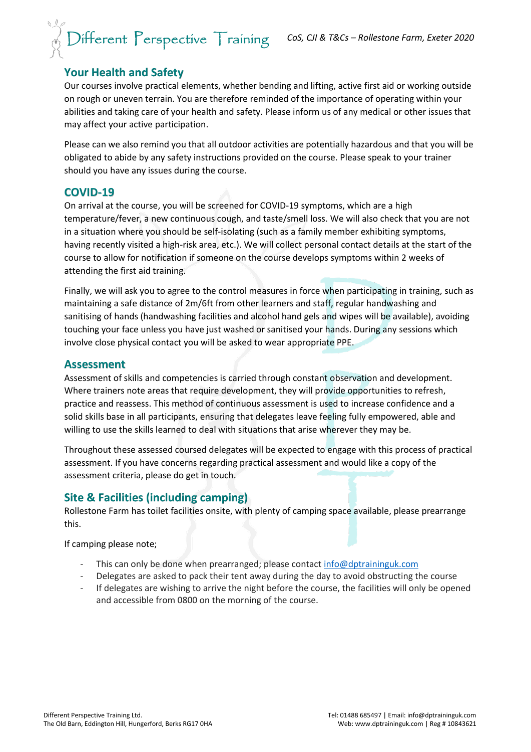## Your Health and Safety

Our courses involve practical elements, whether bending and lifting, active first aid or working outside on rough or uneven terrain. You are therefore reminded of the importance of operating within your abilities and taking care of your health and safety. Please inform us of any medical or other issues that may affect your active participation.

Please can we also remind you that all outdoor activities are potentially hazardous and that you will be obligated to abide by any safety instructions provided on the course. Please speak to your trainer should you have any issues during the course.

## COVID-19

On arrival at the course, you will be screened for COVID-19 symptoms, which are a high temperature/fever, a new continuous cough, and taste/smell loss. We will also check that you are not in a situation where you should be self-isolating (such as a family member exhibiting symptoms, having recently visited a high-risk area, etc.). We will collect personal contact details at the start of the course to allow for notification if someone on the course develops symptoms within 2 weeks of attending the first aid training.

Finally, we will ask you to agree to the control measures in force when participating in training, such as maintaining a safe distance of 2m/6ft from other learners and staff, regular handwashing and sanitising of hands (handwashing facilities and alcohol hand gels and wipes will be available), avoiding touching your face unless you have just washed or sanitised your hands. During any sessions which involve close physical contact you will be asked to wear appropriate PPE.

## Assessment

Assessment of skills and competencies is carried through constant observation and development. Where trainers note areas that require development, they will provide opportunities to refresh, practice and reassess. This method of continuous assessment is used to increase confidence and a solid skills base in all participants, ensuring that delegates leave feeling fully empowered, able and willing to use the skills learned to deal with situations that arise wherever they may be.

Throughout these assessed coursed delegates will be expected to engage with this process of practical assessment. If you have concerns regarding practical assessment and would like a copy of the assessment criteria, please do get in touch.

## Site & Facilities (including camping)

Rollestone Farm has toilet facilities onsite, with plenty of camping space available, please prearrange this.

If camping please note;

- This can only be done when prearranged; please contact info@dptraininguk.com
- Delegates are asked to pack their tent away during the day to avoid obstructing the course
- If delegates are wishing to arrive the night before the course, the facilities will only be opened and accessible from 0800 on the morning of the course.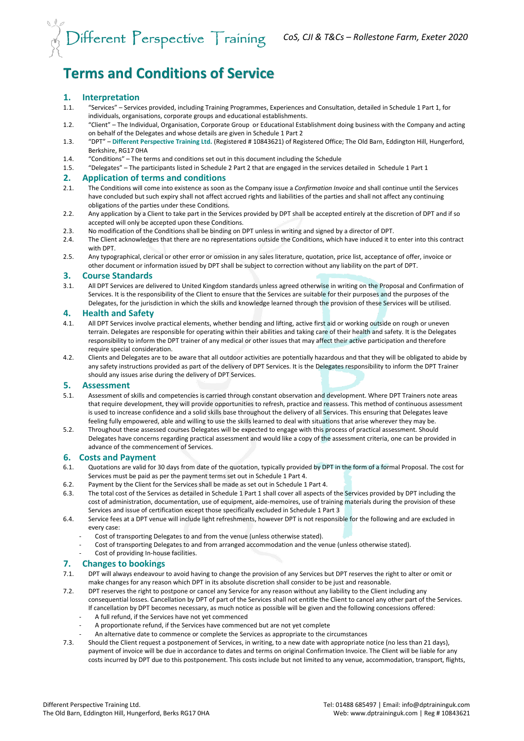# Terms and Conditions of Service

## 1. Interpretation

1.1. "Services" – Services provided, including Training Programmes, Experiences and Consultation, detailed in Schedule 1 Part 1, for individuals, organisations, corporate groups and educational establishments.

1.2. "Client" – The Individual, Organisation, Corporate Group or Educational Establishment doing business with the Company and acting on behalf of the Delegates and whose details are given in Schedule 1 Part 2

1.3. "DPT" – **Different Perspective Training Ltd.** (Registered # 10843621) of Registered Office; The Old Barn, Eddington Hill, Hungerford, Berkshire, RG17 0HA

1.4. "Conditions" – The terms and conditions set out in this document including the Schedule

1.5. "Delegates" – The participants listed in Schedule 2 Part 2 that are engaged in the services detailed in Schedule 1 Part 1

## 2. Application of terms and conditions

2.1. The Conditions will come into existence as soon as the Company issue a *Confirmation Invoice* and shall continue until the Services have concluded but such expiry shall not affect accrued rights and liabilities of the parties and shall not affect any continuing obligations of the parties under these Conditions.

2.2. Any application by a Client to take part in the Services provided by DPT shall be accepted entirely at the discretion of DPT and if so accepted will only be accepted upon these Conditions.

2.3. No modification of the Conditions shall be binding on DPT unless in writing and signed by a director of DPT.

2.4. The Client acknowledges that there are no representations outside the Conditions, which have induced it to enter into this contract with DPT.

2.5. Any typographical, clerical or other error or omission in any sales literature, quotation, price list, acceptance of offer, invoice or other document or information issued by DPT shall be subject to correction without any liability on the part of DPT.

## 3. Course Standards

3.1. All DPT Services are delivered to United Kingdom standards unless agreed otherwise in writing on the Proposal and Confirmation of Services. It is the responsibility of the Client to ensure that the Services are suitable for their purposes and the purposes of the Delegates, for the jurisdiction in which the skills and knowledge learned through the provision of these Services will be utilised.

## 4. Health and Safety

4.1. All DPT Services involve practical elements, whether bending and lifting, active first aid or working outside on rough or uneven terrain. Delegates are responsible for operating within their abilities and taking care of their health and safety. It is the Delegates responsibility to inform the DPT trainer of any medical or other issues that may affect their active participation and therefore require special consideration.

4.2. Clients and Delegates are to be aware that all outdoor activities are potentially hazardous and that they will be obligated to abide by any safety instructions provided as part of the delivery of DPT Services. It is the Delegates responsibility to inform the DPT Trainer should any issues arise during the delivery of DPT Services.

## 5. Assessment

5.1. Assessment of skills and competencies is carried through constant observation and development. Where DPT Trainers note areas that require development, they will provide opportunities to refresh, practice and reassess. This method of continuous assessment is used to increase confidence and a solid skills base throughout the delivery of all Services. This ensuring that Delegates leave feeling fully empowered, able and willing to use the skills learned to deal with situations that arise wherever they may be.

5.2. Throughout these assessed courses Delegates will be expected to engage with this process of practical assessment. Should Delegates have concerns regarding practical assessment and would like a copy of the assessment criteria, one can be provided in advance of the commencement of Services.

## 6. Costs and Payment

6.1. Quotations are valid for 30 days from date of the quotation, typically provided by DPT in the form of a formal Proposal. The cost for Services must be paid as per the payment terms set out in Schedule 1 Part 4.

6.2. Payment by the Client for the Services shall be made as set out in Schedule 1 Part 4.

6.3. The total cost of the Services as detailed in Schedule 1 Part 1 shall cover all aspects of the Services provided by DPT including the cost of administration, documentation, use of equipment, aide-memoires, use of training materials during the provision of these Services and issue of certification except those specifically excluded in Schedule 1 Part 3

6.4. Service fees at a DPT venue will include light refreshments, however DPT is not responsible for the following and are excluded in every case:

- Cost of transporting Delegates to and from the venue (unless otherwise stated).
- Cost of transporting Delegates to and from arranged accommodation and the venue (unless otherwise stated).
- Cost of providing In-house facilities.

## 7. Changes to bookings

7.1. DPT will always endeavour to avoid having to change the provision of any Services but DPT reserves the right to alter or omit or make changes for any reason which DPT in its absolute discretion shall consider to be just and reasonable.

7.2. DPT reserves the right to postpone or cancel any Service for any reason without any liability to the Client including any consequential losses. Cancellation by DPT of part of the Services shall not entitle the Client to cancel any other part of the Services. If cancellation by DPT becomes necessary, as much notice as possible will be given and the following concessions offered:

- A full refund, if the Services have not yet commenced
- A proportionate refund, if the Services have commenced but are not yet complete
- An alternative date to commence or complete the Services as appropriate to the circumstances

7.3. Should the Client request a postponement of Services, in writing, to a new date with appropriate notice (no less than 21 days), payment of invoice will be due in accordance to dates and terms on original Confirmation Invoice. The Client will be liable for any costs incurred by DPT due to this postponement. This costs include but not limited to any venue, accommodation, transport, flights,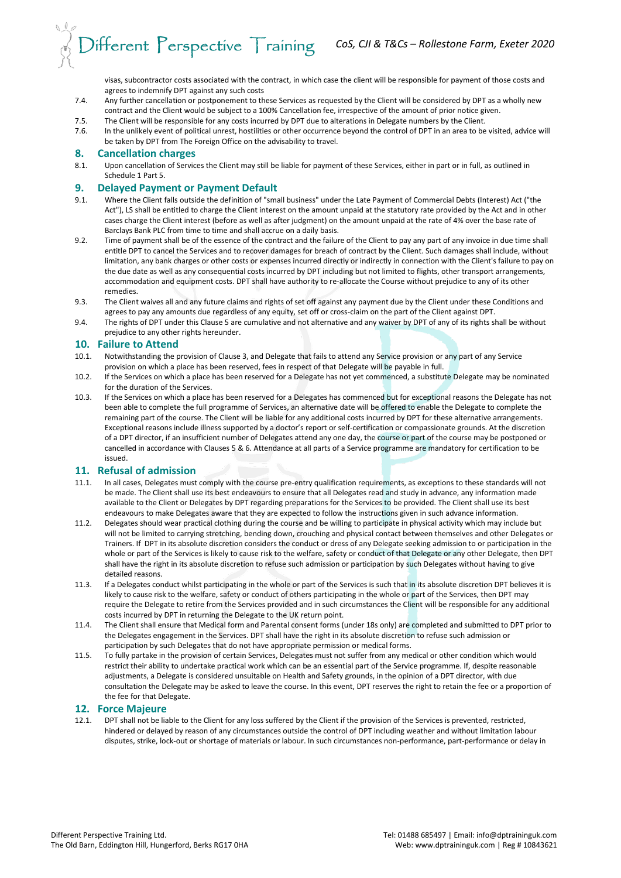visas, subcontractor costs associated with the contract, in which case the client will be responsible for payment of those costs and agrees to indemnify DPT against any such costs

7.4. Any further cancellation or postponement to these Services as requested by the Client will be considered by DPT as a wholly new contract and the Client would be subject to a 100% Cancellation fee, irrespective of the amount of prior notice given.

7.5. The Client will be responsible for any costs incurred by DPT due to alterations in Delegate numbers by the Client.

7.6. In the unlikely event of political unrest, hostilities or other occurrence beyond the control of DPT in an area to be visited, advice will be taken by DPT from The Foreign Office on the advisability to travel.

## 8. Cancellation charges

8.1. Upon cancellation of Services the Client may still be liable for payment of these Services, either in part or in full, as outlined in Schedule 1 Part 5.

## 9. Delayed Payment or Payment Default

9.1. Where the Client falls outside the definition of "small business" under the Late Payment of Commercial Debts (Interest) Act ("the Act"), LS shall be entitled to charge the Client interest on the amount unpaid at the statutory rate provided by the Act and in other cases charge the Client interest (before as well as after judgment) on the amount unpaid at the rate of 4% over the base rate of Barclays Bank PLC from time to time and shall accrue on a daily basis.

9.2. Time of payment shall be of the essence of the contract and the failure of the Client to pay any part of any invoice in due time shall entitle DPT to cancel the Services and to recover damages for breach of contract by the Client. Such damages shall include, without limitation, any bank charges or other costs or expenses incurred directly or indirectly in connection with the Client's failure to pay on the due date as well as any consequential costs incurred by DPT including but not limited to flights, other transport arrangements, accommodation and equipment costs. DPT shall have authority to re-allocate the Course without prejudice to any of its other remedies.

9.3. The Client waives all and any future claims and rights of set off against any payment due by the Client under these Conditions and agrees to pay any amounts due regardless of any equity, set off or cross-claim on the part of the Client against DPT.

9.4. The rights of DPT under this Clause 5 are cumulative and not alternative and any waiver by DPT of any of its rights shall be without prejudice to any other rights hereunder.

## 10. Failure to Attend

10.1. Notwithstanding the provision of Clause 3, and Delegate that fails to attend any Service provision or any part of any Service provision on which a place has been reserved, fees in respect of that Delegate will be payable in full.

10.2. If the Services on which a place has been reserved for a Delegate has not yet commenced, a substitute Delegate may be nominated for the duration of the Services.

10.3. If the Services on which a place has been reserved for a Delegates has commenced but for exceptional reasons the Delegate has not been able to complete the full programme of Services, an alternative date will be offered to enable the Delegate to complete the remaining part of the course. The Client will be liable for any additional costs incurred by DPT for these alternative arrangements. Exceptional reasons include illness supported by a doctor's report or self-certification or compassionate grounds. At the discretion of a DPT director, if an insufficient number of Delegates attend any one day, the course or part of the course may be postponed or cancelled in accordance with Clauses 5 & 6. Attendance at all parts of a Service programme are mandatory for certification to be issued.

## 11. Refusal of admission

11.1. In all cases, Delegates must comply with the course pre-entry qualification requirements, as exceptions to these standards will not be made. The Client shall use its best endeavours to ensure that all Delegates read and study in advance, any information made available to the Client or Delegates by DPT regarding preparations for the Services to be provided. The Client shall use its best endeavours to make Delegates aware that they are expected to follow the instructions given in such advance information.

11.2. Delegates should wear practical clothing during the course and be willing to participate in physical activity which may include but will not be limited to carrying stretching, bending down, crouching and physical contact between themselves and other Delegates or Trainers. If DPT in its absolute discretion considers the conduct or dress of any Delegate seeking admission to or participation in the whole or part of the Services is likely to cause risk to the welfare, safety or conduct of that Delegate or any other Delegate, then DPT shall have the right in its absolute discretion to refuse such admission or participation by such Delegates without having to give detailed reasons.

11.3. If a Delegates conduct whilst participating in the whole or part of the Services is such that in its absolute discretion DPT believes it is likely to cause risk to the welfare, safety or conduct of others participating in the whole or part of the Services, then DPT may require the Delegate to retire from the Services provided and in such circumstances the Client will be responsible for any additional costs incurred by DPT in returning the Delegate to the UK return point.

11.4. The Client shall ensure that Medical form and Parental consent forms (under 18s only) are completed and submitted to DPT prior to the Delegates engagement in the Services. DPT shall have the right in its absolute discretion to refuse such admission or participation by such Delegates that do not have appropriate permission or medical forms.

11.5. To fully partake in the provision of certain Services, Delegates must not suffer from any medical or other condition which would restrict their ability to undertake practical work which can be an essential part of the Service programme. If, despite reasonable adjustments, a Delegate is considered unsuitable on Health and Safety grounds, in the opinion of a DPT director, with due consultation the Delegate may be asked to leave the course. In this event, DPT reserves the right to retain the fee or a proportion of the fee for that Delegate.

## 12. Force Majeure

12.1. DPT shall not be liable to the Client for any loss suffered by the Client if the provision of the Services is prevented, restricted, hindered or delayed by reason of any circumstances outside the control of DPT including weather and without limitation labour disputes, strike, lock-out or shortage of materials or labour. In such circumstances non-performance, part-performance or delay in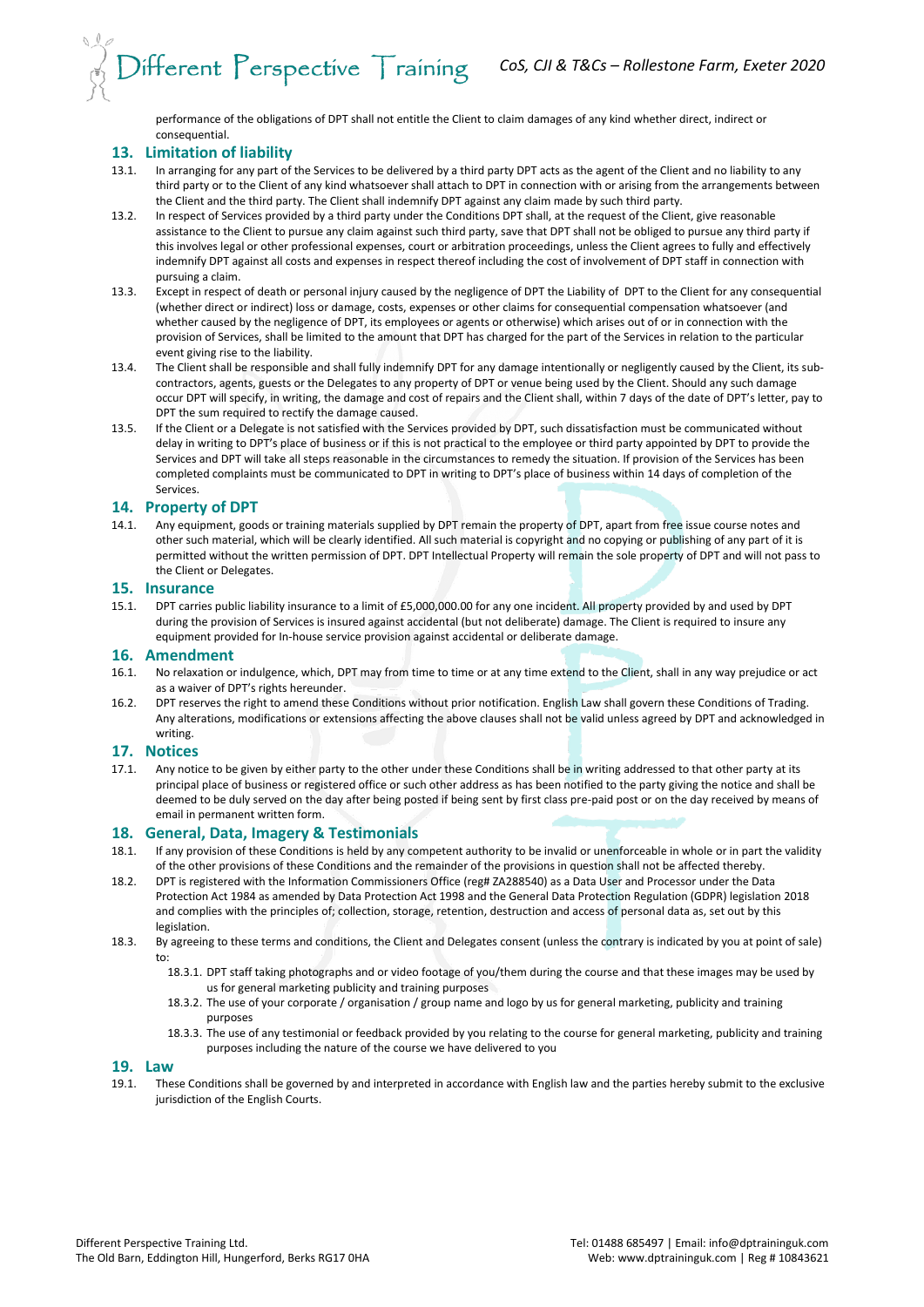performance of the obligations of DPT shall not entitle the Client to claim damages of any kind whether direct, indirect or consequential.

## 13. Limitation of liability

13.1. In arranging for any part of the Services to be delivered by a third party DPT acts as the agent of the Client and no liability to any third party or to the Client of any kind whatsoever shall attach to DPT in connection with or arising from the arrangements between the Client and the third party. The Client shall indemnify DPT against any claim made by such third party.

13.2. In respect of Services provided by a third party under the Conditions DPT shall, at the request of the Client, give reasonable assistance to the Client to pursue any claim against such third party, save that DPT shall not be obliged to pursue any third party if this involves legal or other professional expenses, court or arbitration proceedings, unless the Client agrees to fully and effectively indemnify DPT against all costs and expenses in respect thereof including the cost of involvement of DPT staff in connection with pursuing a claim.

13.3. Except in respect of death or personal injury caused by the negligence of DPT the Liability of DPT to the Client for any consequential (whether direct or indirect) loss or damage, costs, expenses or other claims for consequential compensation whatsoever (and whether caused by the negligence of DPT, its employees or agents or otherwise) which arises out of or in connection with the provision of Services, shall be limited to the amount that DPT has charged for the part of the Services in relation to the particular event giving rise to the liability.

13.4. The Client shall be responsible and shall fully indemnify DPT for any damage intentionally or negligently caused by the Client, its sub-contractors, agents, guests or the Delegates to any property of DPT or venue being used by the Client. Should any such damage occur DPT will specify, in writing, the damage and cost of repairs and the Client shall, within 7 days of the date of DPT's letter, pay to DPT the sum required to rectify the damage caused.

13.5. If the Client or a Delegate is not satisfied with the Services provided by DPT, such dissatisfaction must be communicated without delay in writing to DPT's place of business or if this is not practical to the employee or third party appointed by DPT to provide the Services and DPT will take all steps reasonable in the circumstances to remedy the situation. If provision of the Services has been completed complaints must be communicated to DPT in writing to DPT's place of business within 14 days of completion of the Services.

## 14. Property of DPT

14.1. Any equipment, goods or training materials supplied by DPT remain the property of DPT, apart from free issue course notes and other such material, which will be clearly identified. All such material is copyright and no copying or publishing of any part of it is permitted without the written permission of DPT. DPT Intellectual Property will remain the sole property of DPT and will not pass to the Client or Delegates.

## 15. Insurance

15.1. DPT carries public liability insurance to a limit of £5,000,000.00 for any one incident. All property provided by and used by DPT during the provision of Services is insured against accidental (but not deliberate) damage. The Client is required to insure any equipment provided for In-house service provision against accidental or deliberate damage.

## 16. Amendment

16.1. No relaxation or indulgence, which, DPT may from time to time or at any time extend to the Client, shall in any way prejudice or act as a waiver of DPT's rights hereunder.

16.2. DPT reserves the right to amend these Conditions without prior notification. English Law shall govern these Conditions of Trading. Any alterations, modifications or extensions affecting the above clauses shall not be valid unless agreed by DPT and acknowledged in writing.

## 17. Notices

17.1. Any notice to be given by either party to the other under these Conditions shall be in writing addressed to that other party at its principal place of business or registered office or such other address as has been notified to the party giving the notice and shall be deemed to be duly served on the day after being posted if being sent by first class pre-paid post or on the day received by means of email in permanent written form.

## 18. General, Data, Imagery & Testimonials

18.1. If any provision of these Conditions is held by any competent authority to be invalid or unenforceable in whole or in part the validity of the other provisions of these Conditions and the remainder of the provisions in question shall not be affected thereby.

18.2. DPT is registered with the Information Commissioners Office (reg# ZA288540) as a Data User and Processor under the Data Protection Act 1984 as amended by Data Protection Act 1998 and the General Data Protection Regulation (GDPR) legislation 2018 and complies with the principles of; collection, storage, retention, destruction and access of personal data as, set out by this legislation.

18.3. By agreeing to these terms and conditions, the Client and Delegates consent (unless the contrary is indicated by you at point of sale) to:

- 18.3.1. DPT staff taking photographs and or video footage of you/them during the course and that these images may be used by us for general marketing publicity and training purposes
- 18.3.2. The use of your corporate / organisation / group name and logo by us for general marketing, publicity and training purposes
- 18.3.3. The use of any testimonial or feedback provided by you relating to the course for general marketing, publicity and training purposes including the nature of the course we have delivered to you

## 19. Law

19.1. These Conditions shall be governed by and interpreted in accordance with English law and the parties hereby submit to the exclusive jurisdiction of the English Courts.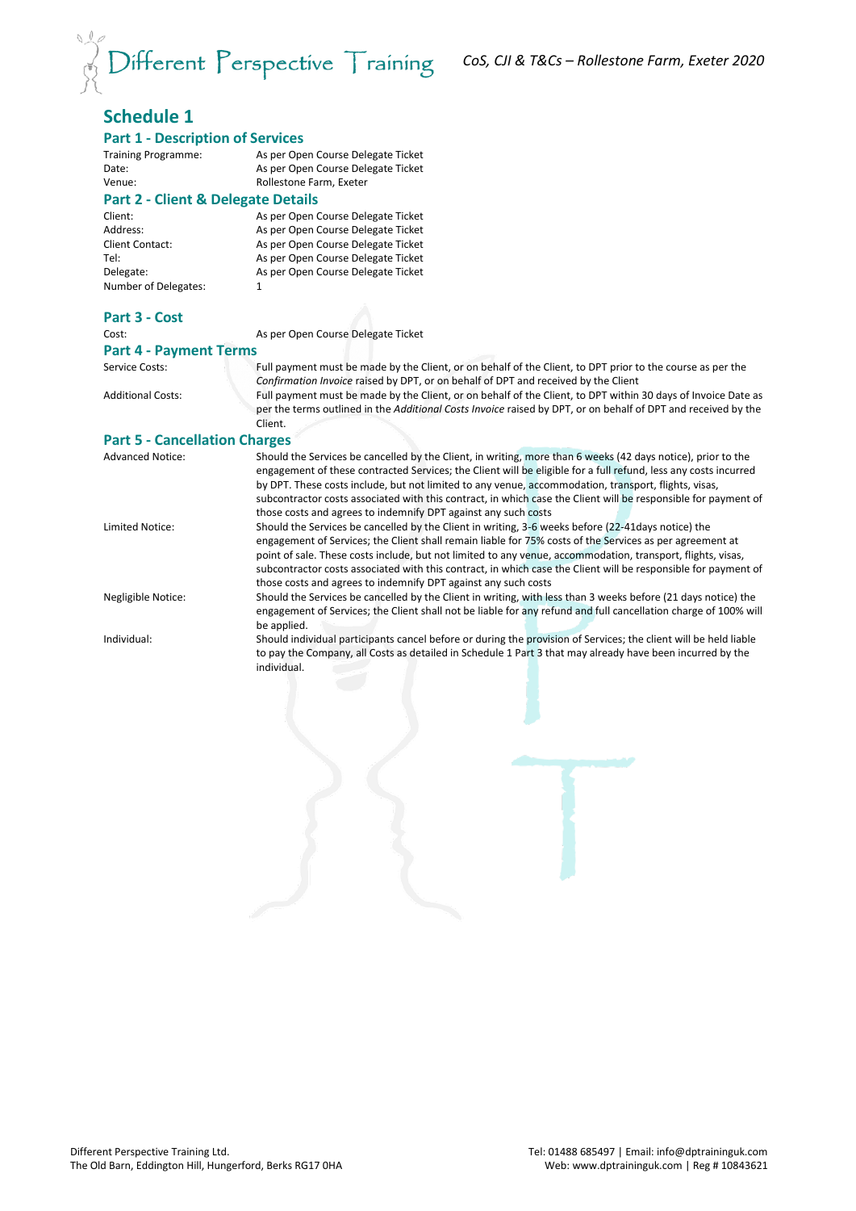# Schedule 1

## Part 1 - Description of Services

| | |
|---|---|
| Training Programme: | As per Open Course Delegate Ticket |
| Date: | As per Open Course Delegate Ticket |
| Venue: | Rollestone Farm, Exeter |

## Part 2 - Client & Delegate Details

| | |
|---|---|
| Client: | As per Open Course Delegate Ticket |
| Address: | As per Open Course Delegate Ticket |
| Client Contact: | As per Open Course Delegate Ticket |
| Tel: | As per Open Course Delegate Ticket |
| Delegate: | As per Open Course Delegate Ticket |
| Number of Delegates: | 1 |

## Part 3 - Cost

| | |
|---|---|
| Cost: | As per Open Course Delegate Ticket |

## Part 4 - Payment Terms

| | |
|---|---|
| Service Costs: | Full payment must be made by the Client, or on behalf of the Client, to DPT prior to the course as per the *Confirmation Invoice* raised by DPT, or on behalf of DPT and received by the Client |
| Additional Costs: | Full payment must be made by the Client, or on behalf of the Client, to DPT within 30 days of Invoice Date as per the terms outlined in the *Additional Costs Invoice* raised by DPT, or on behalf of DPT and received by the Client. |

## Part 5 - Cancellation Charges

| | |
|---|---|
| Advanced Notice: | Should the Services be cancelled by the Client, in writing, more than 6 weeks (42 days notice), prior to the engagement of these contracted Services; the Client will be eligible for a full refund, less any costs incurred by DPT. These costs include, but not limited to any venue, accommodation, transport, flights, visas, subcontractor costs associated with this contract, in which case the Client will be responsible for payment of those costs and agrees to indemnify DPT against any such costs |
| Limited Notice: | Should the Services be cancelled by the Client in writing, 3-6 weeks before (22-41days notice) the engagement of Services; the Client shall remain liable for 75% costs of the Services as per agreement at point of sale. These costs include, but not limited to any venue, accommodation, transport, flights, visas, subcontractor costs associated with this contract, in which case the Client will be responsible for payment of those costs and agrees to indemnify DPT against any such costs |
| Negligible Notice: | Should the Services be cancelled by the Client in writing, with less than 3 weeks before (21 days notice) the engagement of Services; the Client shall not be liable for any refund and full cancellation charge of 100% will be applied. |
| Individual: | Should individual participants cancel before or during the provision of Services; the client will be held liable to pay the Company, all Costs as detailed in Schedule 1 Part 3 that may already have been incurred by the individual. |